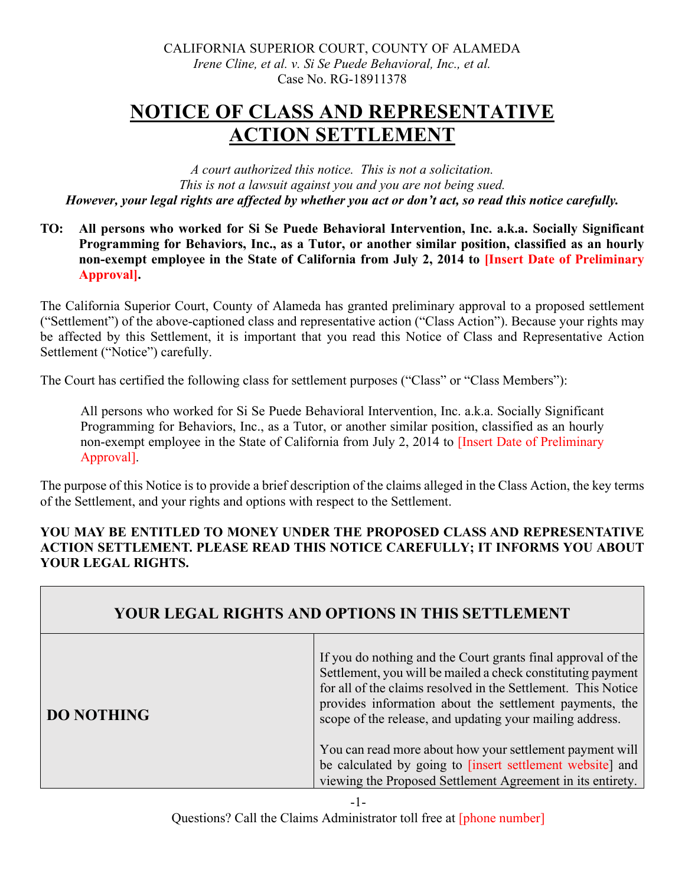CALIFORNIA SUPERIOR COURT, COUNTY OF ALAMEDA
*Irene Cline, et al. v. Si Se Puede Behavioral, Inc., et al.*
Case No. RG-18911378

# NOTICE OF CLASS AND REPRESENTATIVE ACTION SETTLEMENT

*A court authorized this notice. This is not a solicitation.*
*This is not a lawsuit against you and you are not being sued.*
***However, your legal rights are affected by whether you act or don't act, so read this notice carefully.***

**TO: All persons who worked for Si Se Puede Behavioral Intervention, Inc. a.k.a. Socially Significant Programming for Behaviors, Inc., as a Tutor, or another similar position, classified as an hourly non-exempt employee in the State of California from July 2, 2014 to [Insert Date of Preliminary Approval].**

The California Superior Court, County of Alameda has granted preliminary approval to a proposed settlement ("Settlement") of the above-captioned class and representative action ("Class Action"). Because your rights may be affected by this Settlement, it is important that you read this Notice of Class and Representative Action Settlement ("Notice") carefully.

The Court has certified the following class for settlement purposes ("Class" or "Class Members"):

> All persons who worked for Si Se Puede Behavioral Intervention, Inc. a.k.a. Socially Significant Programming for Behaviors, Inc., as a Tutor, or another similar position, classified as an hourly non-exempt employee in the State of California from July 2, 2014 to [Insert Date of Preliminary Approval].

The purpose of this Notice is to provide a brief description of the claims alleged in the Class Action, the key terms of the Settlement, and your rights and options with respect to the Settlement.

**YOU MAY BE ENTITLED TO MONEY UNDER THE PROPOSED CLASS AND REPRESENTATIVE ACTION SETTLEMENT. PLEASE READ THIS NOTICE CAREFULLY; IT INFORMS YOU ABOUT YOUR LEGAL RIGHTS.**

| YOUR LEGAL RIGHTS AND OPTIONS IN THIS SETTLEMENT | |
|---|---|
| **DO NOTHING** | If you do nothing and the Court grants final approval of the Settlement, you will be mailed a check constituting payment for all of the claims resolved in the Settlement. This Notice provides information about the settlement payments, the scope of the release, and updating your mailing address.<br><br>You can read more about how your settlement payment will be calculated by going to [insert settlement website] and viewing the Proposed Settlement Agreement in its entirety. |

Questions? Call the Claims Administrator toll free at [phone number]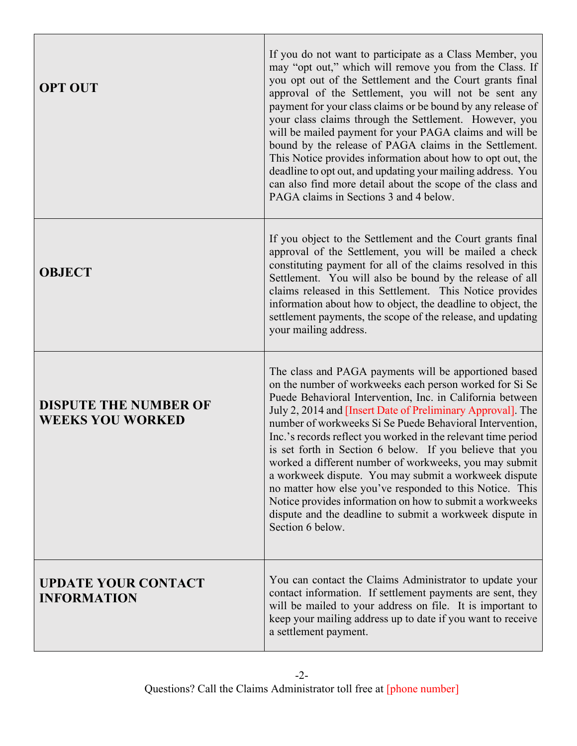| | |
|---|---|
| **OPT OUT** | If you do not want to participate as a Class Member, you may "opt out," which will remove you from the Class. If you opt out of the Settlement and the Court grants final approval of the Settlement, you will not be sent any payment for your class claims or be bound by any release of your class claims through the Settlement. However, you will be mailed payment for your PAGA claims and will be bound by the release of PAGA claims in the Settlement. This Notice provides information about how to opt out, the deadline to opt out, and updating your mailing address. You can also find more detail about the scope of the class and PAGA claims in Sections 3 and 4 below. |
| **OBJECT** | If you object to the Settlement and the Court grants final approval of the Settlement, you will be mailed a check constituting payment for all of the claims resolved in this Settlement. You will also be bound by the release of all claims released in this Settlement. This Notice provides information about how to object, the deadline to object, the settlement payments, the scope of the release, and updating your mailing address. |
| **DISPUTE THE NUMBER OF WEEKS YOU WORKED** | The class and PAGA payments will be apportioned based on the number of workweeks each person worked for Si Se Puede Behavioral Intervention, Inc. in California between July 2, 2014 and [Insert Date of Preliminary Approval]. The number of workweeks Si Se Puede Behavioral Intervention, Inc.'s records reflect you worked in the relevant time period is set forth in Section 6 below. If you believe that you worked a different number of workweeks, you may submit a workweek dispute. You may submit a workweek dispute no matter how else you've responded to this Notice. This Notice provides information on how to submit a workweeks dispute and the deadline to submit a workweek dispute in Section 6 below. |
| **UPDATE YOUR CONTACT INFORMATION** | You can contact the Claims Administrator to update your contact information. If settlement payments are sent, they will be mailed to your address on file. It is important to keep your mailing address up to date if you want to receive a settlement payment. |

Questions? Call the Claims Administrator toll free at [phone number]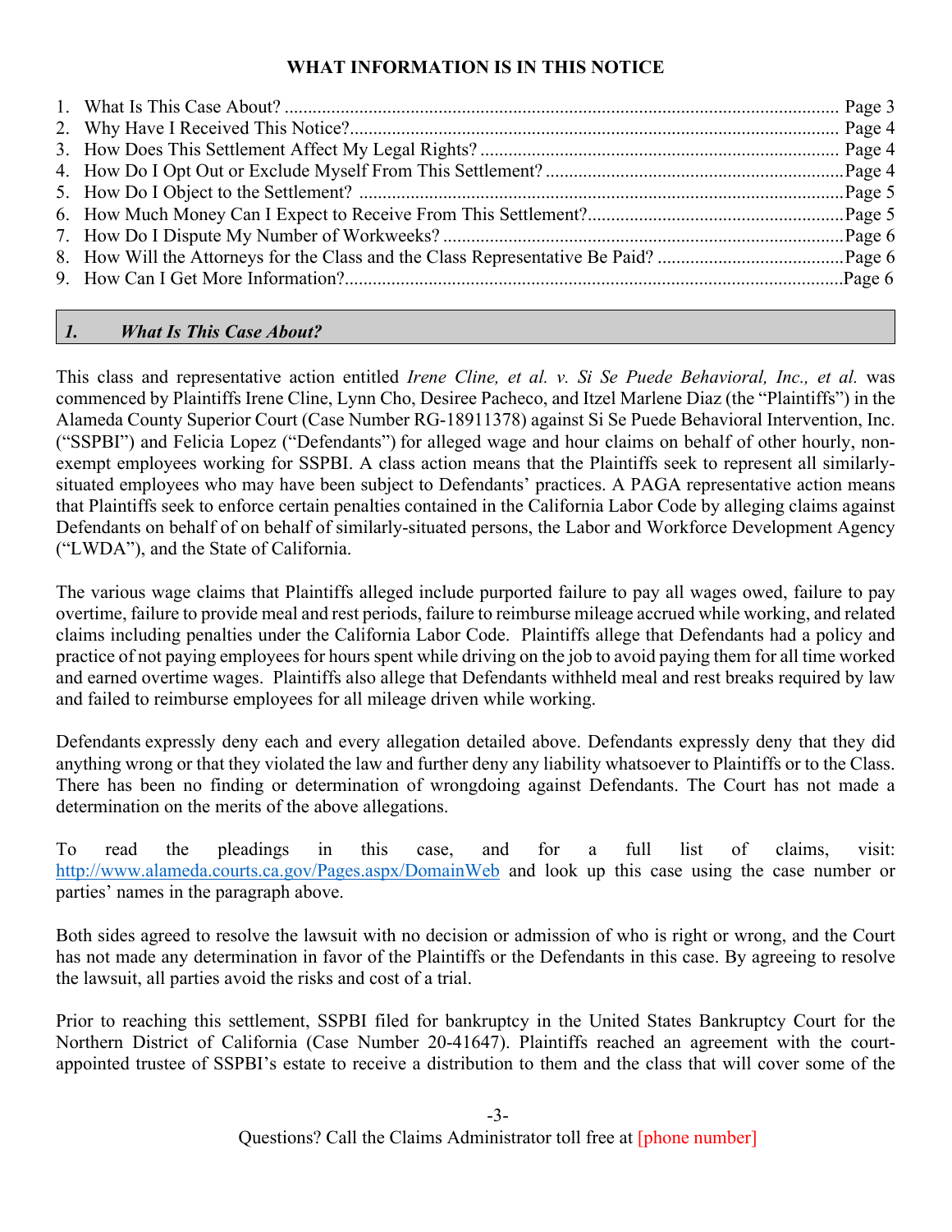## WHAT INFORMATION IS IN THIS NOTICE

1. What Is This Case About? ........................................................ Page 3
2. Why Have I Received This Notice? ........................................................ Page 4
3. How Does This Settlement Affect My Legal Rights? ........................................................ Page 4
4. How Do I Opt Out or Exclude Myself From This Settlement? ........................................................ Page 4
5. How Do I Object to the Settlement? ........................................................ Page 5
6. How Much Money Can I Expect to Receive From This Settlement? ........................................................ Page 5
7. How Do I Dispute My Number of Workweeks? ........................................................ Page 6
8. How Will the Attorneys for the Class and the Class Representative Be Paid? ........................................................ Page 6
9. How Can I Get More Information? ........................................................ Page 6

### *1. What Is This Case About?*

This class and representative action entitled *Irene Cline, et al. v. Si Se Puede Behavioral, Inc., et al.* was commenced by Plaintiffs Irene Cline, Lynn Cho, Desiree Pacheco, and Itzel Marlene Diaz (the "Plaintiffs") in the Alameda County Superior Court (Case Number RG-18911378) against Si Se Puede Behavioral Intervention, Inc. ("SSPBI") and Felicia Lopez ("Defendants") for alleged wage and hour claims on behalf of other hourly, non-exempt employees working for SSPBI. A class action means that the Plaintiffs seek to represent all similarly-situated employees who may have been subject to Defendants' practices. A PAGA representative action means that Plaintiffs seek to enforce certain penalties contained in the California Labor Code by alleging claims against Defendants on behalf of on behalf of similarly-situated persons, the Labor and Workforce Development Agency ("LWDA"), and the State of California.

The various wage claims that Plaintiffs alleged include purported failure to pay all wages owed, failure to pay overtime, failure to provide meal and rest periods, failure to reimburse mileage accrued while working, and related claims including penalties under the California Labor Code. Plaintiffs allege that Defendants had a policy and practice of not paying employees for hours spent while driving on the job to avoid paying them for all time worked and earned overtime wages. Plaintiffs also allege that Defendants withheld meal and rest breaks required by law and failed to reimburse employees for all mileage driven while working.

Defendants expressly deny each and every allegation detailed above. Defendants expressly deny that they did anything wrong or that they violated the law and further deny any liability whatsoever to Plaintiffs or to the Class. There has been no finding or determination of wrongdoing against Defendants. The Court has not made a determination on the merits of the above allegations.

To read the pleadings in this case, and for a full list of claims, visit: http://www.alameda.courts.ca.gov/Pages.aspx/DomainWeb and look up this case using the case number or parties' names in the paragraph above.

Both sides agreed to resolve the lawsuit with no decision or admission of who is right or wrong, and the Court has not made any determination in favor of the Plaintiffs or the Defendants in this case. By agreeing to resolve the lawsuit, all parties avoid the risks and cost of a trial.

Prior to reaching this settlement, SSPBI filed for bankruptcy in the United States Bankruptcy Court for the Northern District of California (Case Number 20-41647). Plaintiffs reached an agreement with the court-appointed trustee of SSPBI's estate to receive a distribution to them and the class that will cover some of the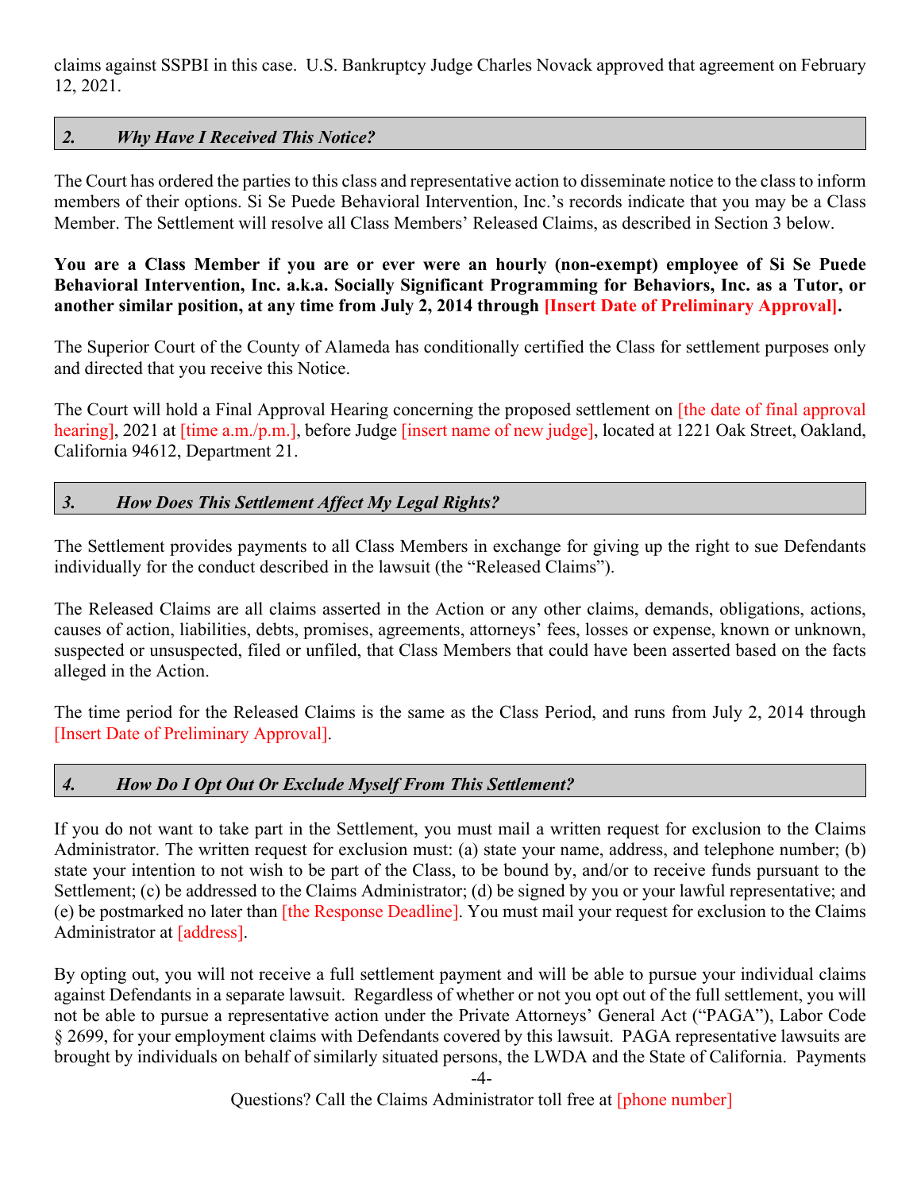claims against SSPBI in this case. U.S. Bankruptcy Judge Charles Novack approved that agreement on February 12, 2021.

## *2. Why Have I Received This Notice?*

The Court has ordered the parties to this class and representative action to disseminate notice to the class to inform members of their options. Si Se Puede Behavioral Intervention, Inc.'s records indicate that you may be a Class Member. The Settlement will resolve all Class Members' Released Claims, as described in Section 3 below.

**You are a Class Member if you are or ever were an hourly (non-exempt) employee of Si Se Puede Behavioral Intervention, Inc. a.k.a. Socially Significant Programming for Behaviors, Inc. as a Tutor, or another similar position, at any time from July 2, 2014 through [Insert Date of Preliminary Approval].**

The Superior Court of the County of Alameda has conditionally certified the Class for settlement purposes only and directed that you receive this Notice.

The Court will hold a Final Approval Hearing concerning the proposed settlement on [the date of final approval hearing], 2021 at [time a.m./p.m.], before Judge [insert name of new judge], located at 1221 Oak Street, Oakland, California 94612, Department 21.

## *3. How Does This Settlement Affect My Legal Rights?*

The Settlement provides payments to all Class Members in exchange for giving up the right to sue Defendants individually for the conduct described in the lawsuit (the "Released Claims").

The Released Claims are all claims asserted in the Action or any other claims, demands, obligations, actions, causes of action, liabilities, debts, promises, agreements, attorneys' fees, losses or expense, known or unknown, suspected or unsuspected, filed or unfiled, that Class Members that could have been asserted based on the facts alleged in the Action.

The time period for the Released Claims is the same as the Class Period, and runs from July 2, 2014 through [Insert Date of Preliminary Approval].

## *4. How Do I Opt Out Or Exclude Myself From This Settlement?*

If you do not want to take part in the Settlement, you must mail a written request for exclusion to the Claims Administrator. The written request for exclusion must: (a) state your name, address, and telephone number; (b) state your intention to not wish to be part of the Class, to be bound by, and/or to receive funds pursuant to the Settlement; (c) be addressed to the Claims Administrator; (d) be signed by you or your lawful representative; and (e) be postmarked no later than [the Response Deadline]. You must mail your request for exclusion to the Claims Administrator at [address].

By opting out, you will not receive a full settlement payment and will be able to pursue your individual claims against Defendants in a separate lawsuit. Regardless of whether or not you opt out of the full settlement, you will not be able to pursue a representative action under the Private Attorneys' General Act ("PAGA"), Labor Code § 2699, for your employment claims with Defendants covered by this lawsuit. PAGA representative lawsuits are brought by individuals on behalf of similarly situated persons, the LWDA and the State of California. Payments

Questions? Call the Claims Administrator toll free at [phone number]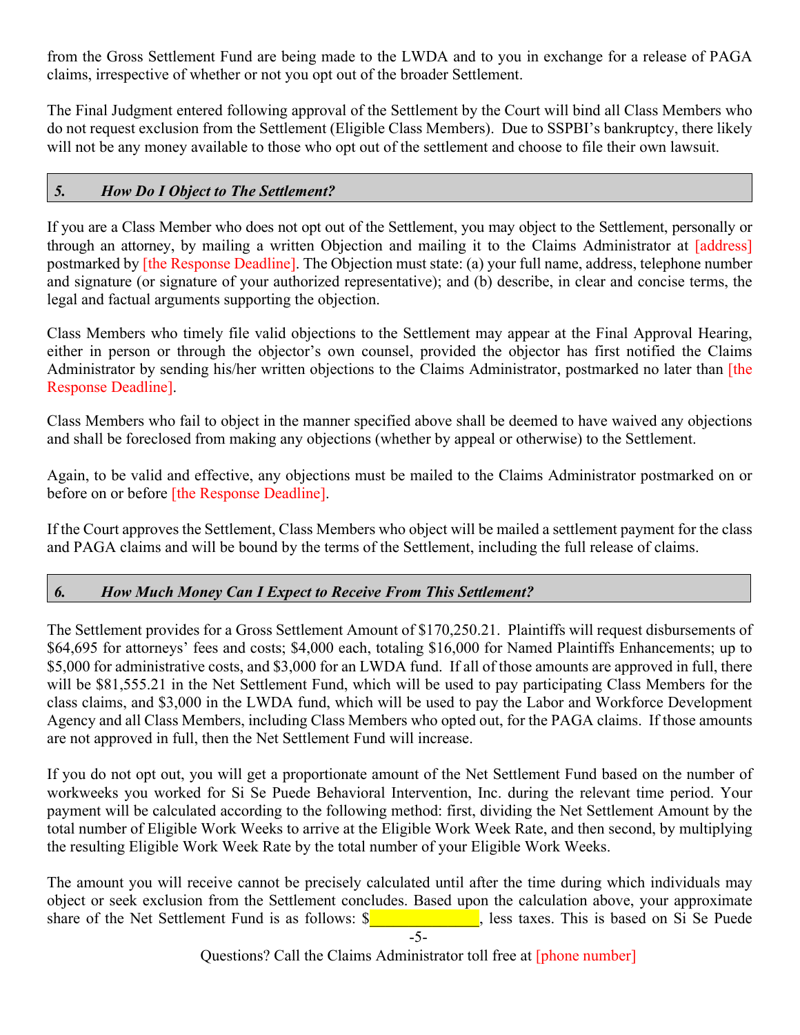from the Gross Settlement Fund are being made to the LWDA and to you in exchange for a release of PAGA claims, irrespective of whether or not you opt out of the broader Settlement.

The Final Judgment entered following approval of the Settlement by the Court will bind all Class Members who do not request exclusion from the Settlement (Eligible Class Members). Due to SSPBI's bankruptcy, there likely will not be any money available to those who opt out of the settlement and choose to file their own lawsuit.

## *5. How Do I Object to The Settlement?*

If you are a Class Member who does not opt out of the Settlement, you may object to the Settlement, personally or through an attorney, by mailing a written Objection and mailing it to the Claims Administrator at [address] postmarked by [the Response Deadline]. The Objection must state: (a) your full name, address, telephone number and signature (or signature of your authorized representative); and (b) describe, in clear and concise terms, the legal and factual arguments supporting the objection.

Class Members who timely file valid objections to the Settlement may appear at the Final Approval Hearing, either in person or through the objector's own counsel, provided the objector has first notified the Claims Administrator by sending his/her written objections to the Claims Administrator, postmarked no later than [the Response Deadline].

Class Members who fail to object in the manner specified above shall be deemed to have waived any objections and shall be foreclosed from making any objections (whether by appeal or otherwise) to the Settlement.

Again, to be valid and effective, any objections must be mailed to the Claims Administrator postmarked on or before on or before [the Response Deadline].

If the Court approves the Settlement, Class Members who object will be mailed a settlement payment for the class and PAGA claims and will be bound by the terms of the Settlement, including the full release of claims.

## *6. How Much Money Can I Expect to Receive From This Settlement?*

The Settlement provides for a Gross Settlement Amount of $170,250.21. Plaintiffs will request disbursements of $64,695 for attorneys' fees and costs; $4,000 each, totaling $16,000 for Named Plaintiffs Enhancements; up to $5,000 for administrative costs, and $3,000 for an LWDA fund. If all of those amounts are approved in full, there will be $81,555.21 in the Net Settlement Fund, which will be used to pay participating Class Members for the class claims, and $3,000 in the LWDA fund, which will be used to pay the Labor and Workforce Development Agency and all Class Members, including Class Members who opted out, for the PAGA claims. If those amounts are not approved in full, then the Net Settlement Fund will increase.

If you do not opt out, you will get a proportionate amount of the Net Settlement Fund based on the number of workweeks you worked for Si Se Puede Behavioral Intervention, Inc. during the relevant time period. Your payment will be calculated according to the following method: first, dividing the Net Settlement Amount by the total number of Eligible Work Weeks to arrive at the Eligible Work Week Rate, and then second, by multiplying the resulting Eligible Work Week Rate by the total number of your Eligible Work Weeks.

The amount you will receive cannot be precisely calculated until after the time during which individuals may object or seek exclusion from the Settlement concludes. Based upon the calculation above, your approximate share of the Net Settlement Fund is as follows: $______________, less taxes. This is based on Si Se Puede

Questions? Call the Claims Administrator toll free at [phone number]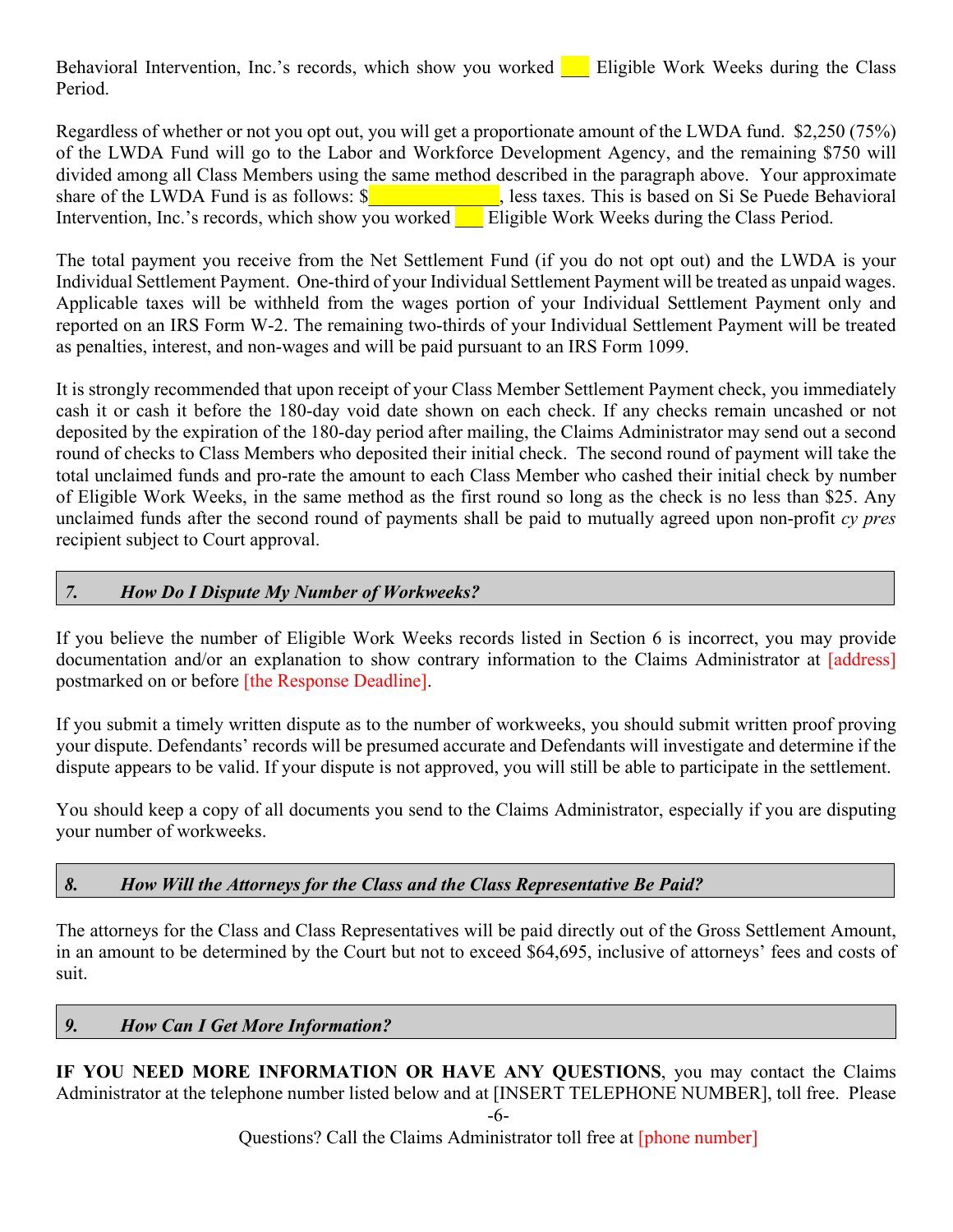Behavioral Intervention, Inc.'s records, which show you worked ___ Eligible Work Weeks during the Class Period.

Regardless of whether or not you opt out, you will get a proportionate amount of the LWDA fund. $2,250 (75%) of the LWDA Fund will go to the Labor and Workforce Development Agency, and the remaining $750 will divided among all Class Members using the same method described in the paragraph above. Your approximate share of the LWDA Fund is as follows: $______________, less taxes. This is based on Si Se Puede Behavioral Intervention, Inc.'s records, which show you worked ___ Eligible Work Weeks during the Class Period.

The total payment you receive from the Net Settlement Fund (if you do not opt out) and the LWDA is your Individual Settlement Payment. One-third of your Individual Settlement Payment will be treated as unpaid wages. Applicable taxes will be withheld from the wages portion of your Individual Settlement Payment only and reported on an IRS Form W-2. The remaining two-thirds of your Individual Settlement Payment will be treated as penalties, interest, and non-wages and will be paid pursuant to an IRS Form 1099.

It is strongly recommended that upon receipt of your Class Member Settlement Payment check, you immediately cash it or cash it before the 180-day void date shown on each check. If any checks remain uncashed or not deposited by the expiration of the 180-day period after mailing, the Claims Administrator may send out a second round of checks to Class Members who deposited their initial check. The second round of payment will take the total unclaimed funds and pro-rate the amount to each Class Member who cashed their initial check by number of Eligible Work Weeks, in the same method as the first round so long as the check is no less than $25. Any unclaimed funds after the second round of payments shall be paid to mutually agreed upon non-profit *cy pres* recipient subject to Court approval.

## *7. How Do I Dispute My Number of Workweeks?*

If you believe the number of Eligible Work Weeks records listed in Section 6 is incorrect, you may provide documentation and/or an explanation to show contrary information to the Claims Administrator at [address] postmarked on or before [the Response Deadline].

If you submit a timely written dispute as to the number of workweeks, you should submit written proof proving your dispute. Defendants' records will be presumed accurate and Defendants will investigate and determine if the dispute appears to be valid. If your dispute is not approved, you will still be able to participate in the settlement.

You should keep a copy of all documents you send to the Claims Administrator, especially if you are disputing your number of workweeks.

## *8. How Will the Attorneys for the Class and the Class Representative Be Paid?*

The attorneys for the Class and Class Representatives will be paid directly out of the Gross Settlement Amount, in an amount to be determined by the Court but not to exceed $64,695, inclusive of attorneys' fees and costs of suit.

## *9. How Can I Get More Information?*

**IF YOU NEED MORE INFORMATION OR HAVE ANY QUESTIONS**, you may contact the Claims Administrator at the telephone number listed below and at [INSERT TELEPHONE NUMBER], toll free. Please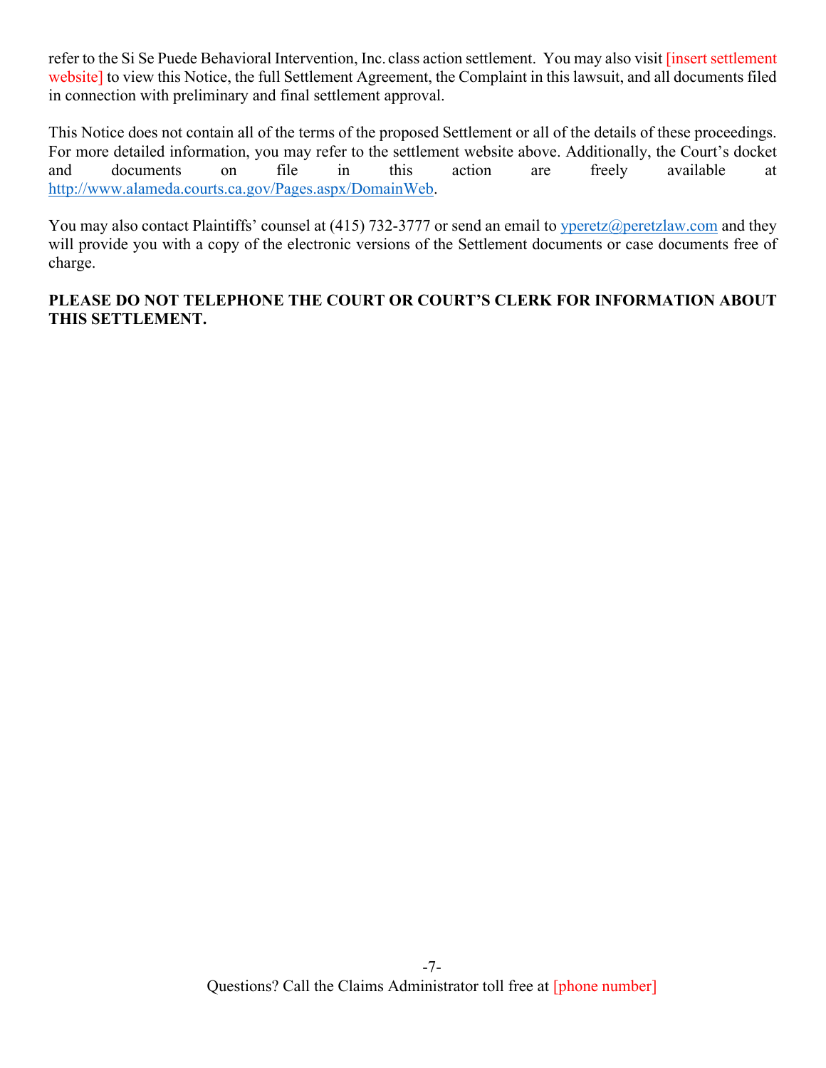refer to the Si Se Puede Behavioral Intervention, Inc. class action settlement. You may also visit [insert settlement website] to view this Notice, the full Settlement Agreement, the Complaint in this lawsuit, and all documents filed in connection with preliminary and final settlement approval.

This Notice does not contain all of the terms of the proposed Settlement or all of the details of these proceedings. For more detailed information, you may refer to the settlement website above. Additionally, the Court's docket and documents on file in this action are freely available at http://www.alameda.courts.ca.gov/Pages.aspx/DomainWeb.

You may also contact Plaintiffs' counsel at (415) 732-3777 or send an email to yperetz@peretzlaw.com and they will provide you with a copy of the electronic versions of the Settlement documents or case documents free of charge.

**PLEASE DO NOT TELEPHONE THE COURT OR COURT'S CLERK FOR INFORMATION ABOUT THIS SETTLEMENT.**

Questions? Call the Claims Administrator toll free at [phone number]